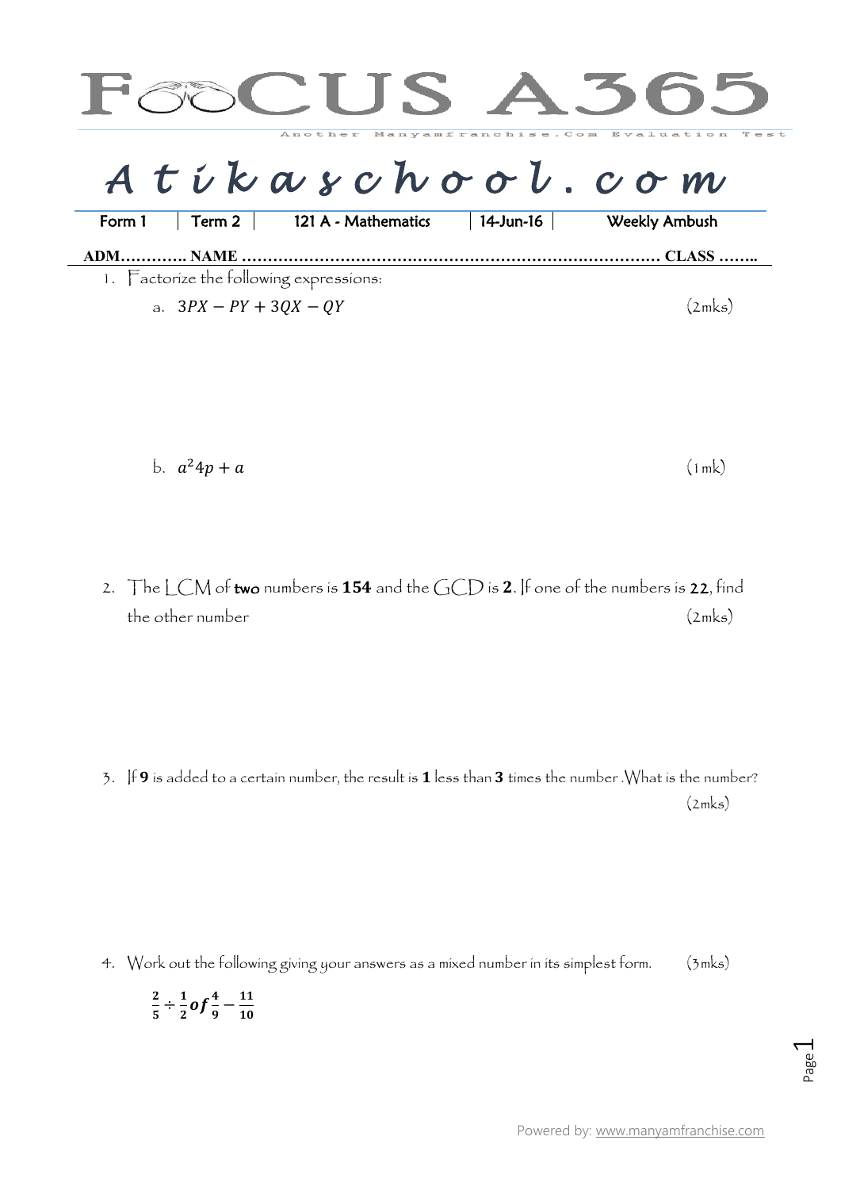# FOCUS A365

Another Manyamfranchise.Com Evaluation Test

# Atikaschool.com

| Form 1 | Term 2 | 121 A - Mathematics | 14-Jun-16 | Weekly Ambush |
|---|---|---|---|---|

**ADM………… NAME ……………………………………………………………………… CLASS ……..**

1. Factorize the following expressions:

   a. $3PX - PY + 3QX - QY$ (2mks)

   b. $a^2 4p + a$ (1mk)

2. The LCM of **two** numbers is **154** and the GCD is **2**. If one of the numbers is 22, find the other number (2mks)

3. If **9** is added to a certain number, the result is **1** less than **3** times the number. What is the number? (2mks)

4. Work out the following giving your answers as a mixed number in its simplest form. (3mks)

   $\frac{2}{5} \div \frac{1}{2} of \frac{4}{9} - \frac{11}{10}$

Powered by: www.manyamfranchise.com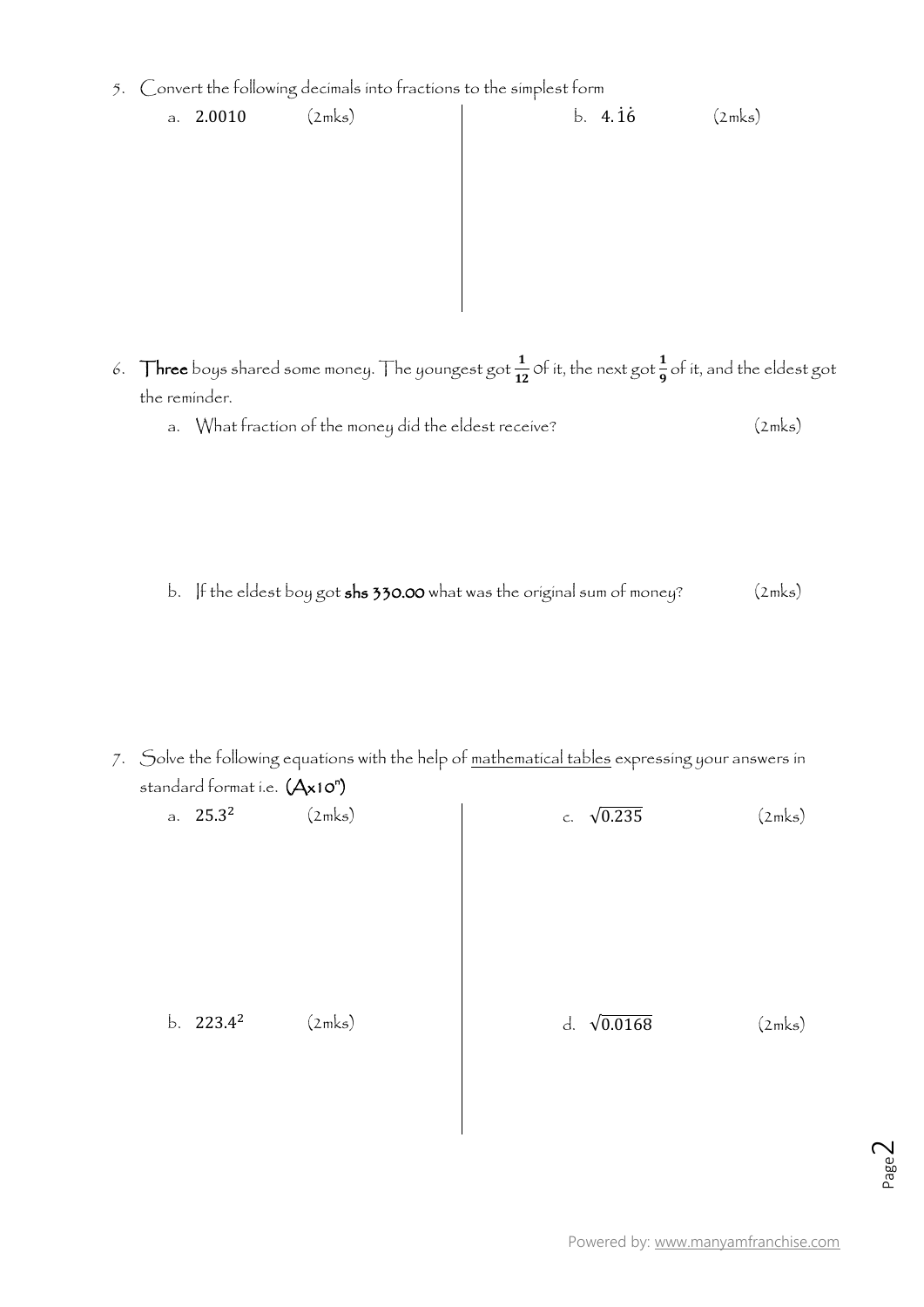5. Convert the following decimals into fractions to the simplest form

   a. $2.0010$ (2mks)

   b. $4.\dot{1}\dot{6}$ (2mks)

6. **Three** boys shared some money. The youngest got $\frac{1}{12}$ of it, the next got $\frac{1}{9}$ of it, and the eldest got the reminder.

   a. What fraction of the money did the eldest receive? (2mks)

   b. If the eldest boy got **shs 330.00** what was the original sum of money? (2mks)

7. Solve the following equations with the help of <u>mathematical tables</u> expressing your answers in standard format i.e. **($A \times 10^n$)**

   a. $25.3^2$ (2mks)

   b. $223.4^2$ (2mks)

   c. $\sqrt{0.235}$ (2mks)

   d. $\sqrt{0.0168}$ (2mks)

Powered by: www.manyamfranchise.com